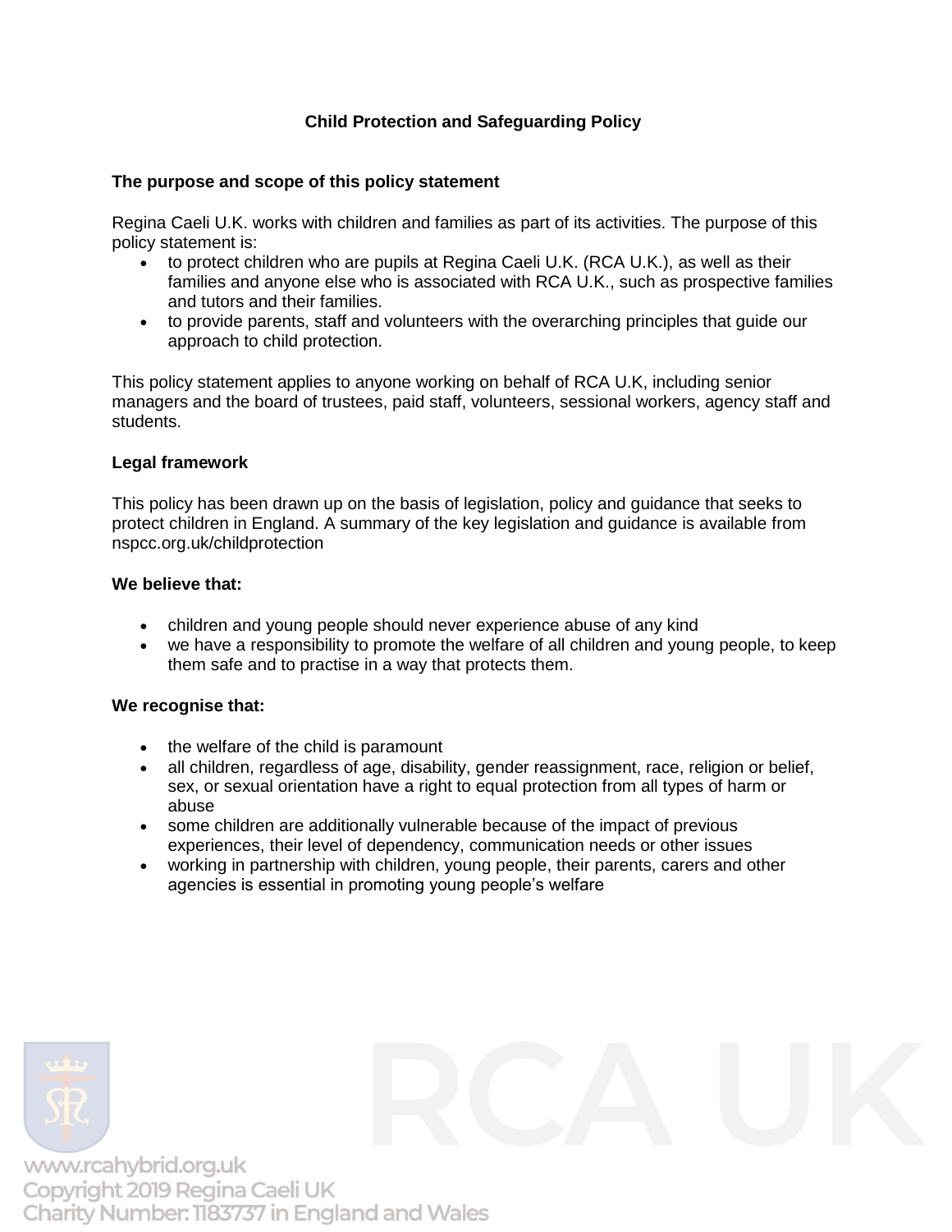# Child Protection and Safeguarding Policy

## The purpose and scope of this policy statement

Regina Caeli U.K. works with children and families as part of its activities. The purpose of this policy statement is:

- to protect children who are pupils at Regina Caeli U.K. (RCA U.K.), as well as their families and anyone else who is associated with RCA U.K., such as prospective families and tutors and their families.
- to provide parents, staff and volunteers with the overarching principles that guide our approach to child protection.

This policy statement applies to anyone working on behalf of RCA U.K, including senior managers and the board of trustees, paid staff, volunteers, sessional workers, agency staff and students.

## Legal framework

This policy has been drawn up on the basis of legislation, policy and guidance that seeks to protect children in England. A summary of the key legislation and guidance is available from nspcc.org.uk/childprotection

## We believe that:

- children and young people should never experience abuse of any kind
- we have a responsibility to promote the welfare of all children and young people, to keep them safe and to practise in a way that protects them.

## We recognise that:

- the welfare of the child is paramount
- all children, regardless of age, disability, gender reassignment, race, religion or belief, sex, or sexual orientation have a right to equal protection from all types of harm or abuse
- some children are additionally vulnerable because of the impact of previous experiences, their level of dependency, communication needs or other issues
- working in partnership with children, young people, their parents, carers and other agencies is essential in promoting young people's welfare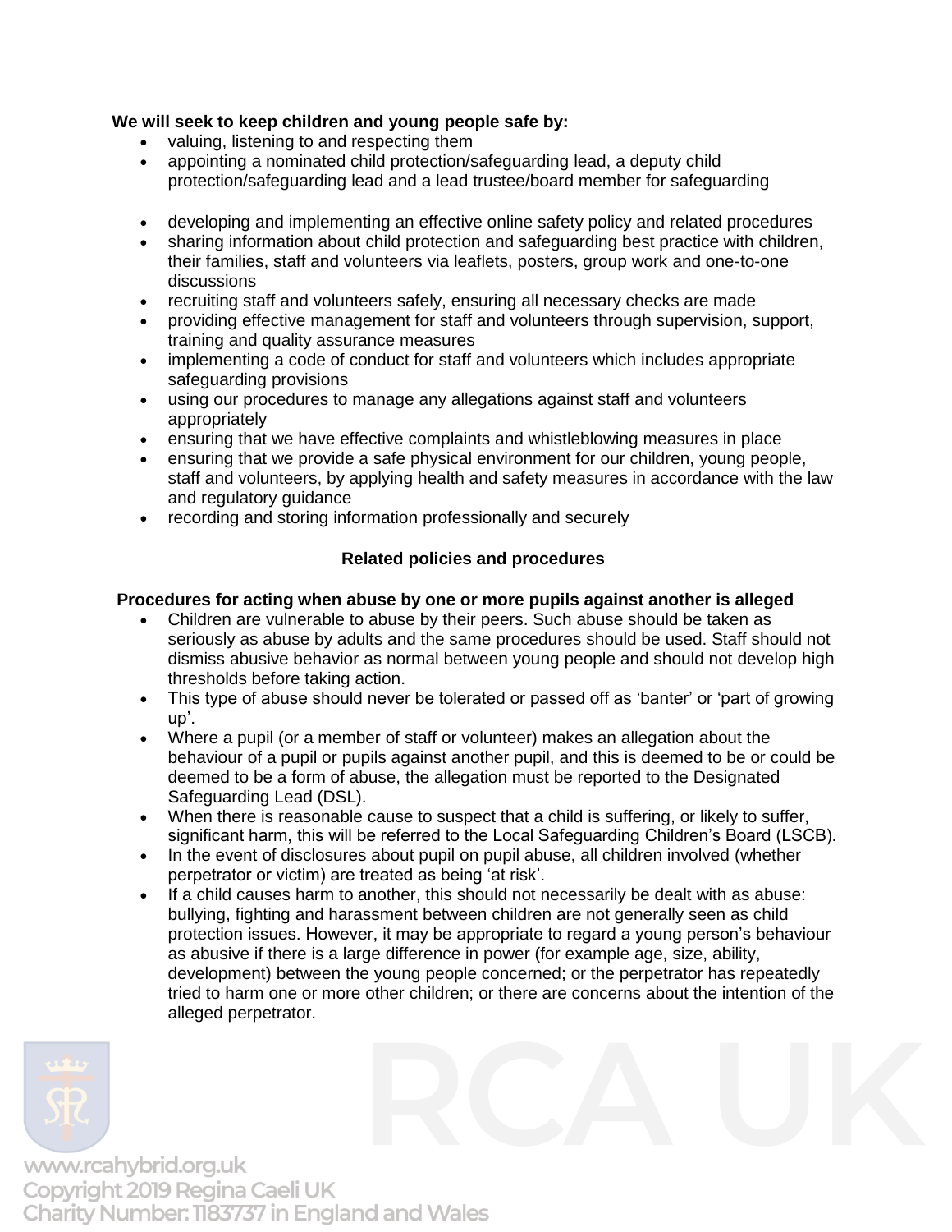**We will seek to keep children and young people safe by:**

- valuing, listening to and respecting them
- appointing a nominated child protection/safeguarding lead, a deputy child protection/safeguarding lead and a lead trustee/board member for safeguarding
- developing and implementing an effective online safety policy and related procedures
- sharing information about child protection and safeguarding best practice with children, their families, staff and volunteers via leaflets, posters, group work and one-to-one discussions
- recruiting staff and volunteers safely, ensuring all necessary checks are made
- providing effective management for staff and volunteers through supervision, support, training and quality assurance measures
- implementing a code of conduct for staff and volunteers which includes appropriate safeguarding provisions
- using our procedures to manage any allegations against staff and volunteers appropriately
- ensuring that we have effective complaints and whistleblowing measures in place
- ensuring that we provide a safe physical environment for our children, young people, staff and volunteers, by applying health and safety measures in accordance with the law and regulatory guidance
- recording and storing information professionally and securely

## Related policies and procedures

### Procedures for acting when abuse by one or more pupils against another is alleged

- Children are vulnerable to abuse by their peers. Such abuse should be taken as seriously as abuse by adults and the same procedures should be used. Staff should not dismiss abusive behavior as normal between young people and should not develop high thresholds before taking action.
- This type of abuse should never be tolerated or passed off as 'banter' or 'part of growing up'.
- Where a pupil (or a member of staff or volunteer) makes an allegation about the behaviour of a pupil or pupils against another pupil, and this is deemed to be or could be deemed to be a form of abuse, the allegation must be reported to the Designated Safeguarding Lead (DSL).
- When there is reasonable cause to suspect that a child is suffering, or likely to suffer, significant harm, this will be referred to the Local Safeguarding Children's Board (LSCB).
- In the event of disclosures about pupil on pupil abuse, all children involved (whether perpetrator or victim) are treated as being 'at risk'.
- If a child causes harm to another, this should not necessarily be dealt with as abuse: bullying, fighting and harassment between children are not generally seen as child protection issues. However, it may be appropriate to regard a young person's behaviour as abusive if there is a large difference in power (for example age, size, ability, development) between the young people concerned; or the perpetrator has repeatedly tried to harm one or more other children; or there are concerns about the intention of the alleged perpetrator.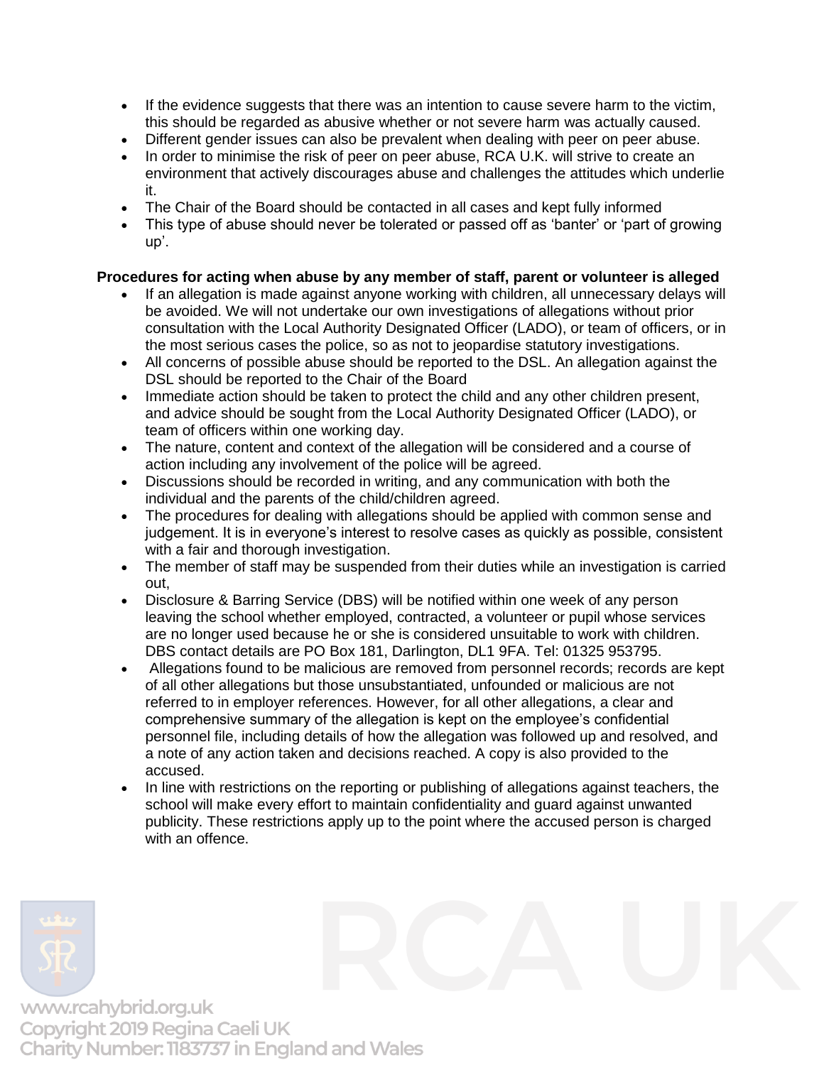- If the evidence suggests that there was an intention to cause severe harm to the victim, this should be regarded as abusive whether or not severe harm was actually caused.
- Different gender issues can also be prevalent when dealing with peer on peer abuse.
- In order to minimise the risk of peer on peer abuse, RCA U.K. will strive to create an environment that actively discourages abuse and challenges the attitudes which underlie it.
- The Chair of the Board should be contacted in all cases and kept fully informed
- This type of abuse should never be tolerated or passed off as 'banter' or 'part of growing up'.

**Procedures for acting when abuse by any member of staff, parent or volunteer is alleged**

- If an allegation is made against anyone working with children, all unnecessary delays will be avoided. We will not undertake our own investigations of allegations without prior consultation with the Local Authority Designated Officer (LADO), or team of officers, or in the most serious cases the police, so as not to jeopardise statutory investigations.
- All concerns of possible abuse should be reported to the DSL. An allegation against the DSL should be reported to the Chair of the Board
- Immediate action should be taken to protect the child and any other children present, and advice should be sought from the Local Authority Designated Officer (LADO), or team of officers within one working day.
- The nature, content and context of the allegation will be considered and a course of action including any involvement of the police will be agreed.
- Discussions should be recorded in writing, and any communication with both the individual and the parents of the child/children agreed.
- The procedures for dealing with allegations should be applied with common sense and judgement. It is in everyone's interest to resolve cases as quickly as possible, consistent with a fair and thorough investigation.
- The member of staff may be suspended from their duties while an investigation is carried out,
- Disclosure & Barring Service (DBS) will be notified within one week of any person leaving the school whether employed, contracted, a volunteer or pupil whose services are no longer used because he or she is considered unsuitable to work with children. DBS contact details are PO Box 181, Darlington, DL1 9FA. Tel: 01325 953795.
- Allegations found to be malicious are removed from personnel records; records are kept of all other allegations but those unsubstantiated, unfounded or malicious are not referred to in employer references. However, for all other allegations, a clear and comprehensive summary of the allegation is kept on the employee's confidential personnel file, including details of how the allegation was followed up and resolved, and a note of any action taken and decisions reached. A copy is also provided to the accused.
- In line with restrictions on the reporting or publishing of allegations against teachers, the school will make every effort to maintain confidentiality and guard against unwanted publicity. These restrictions apply up to the point where the accused person is charged with an offence.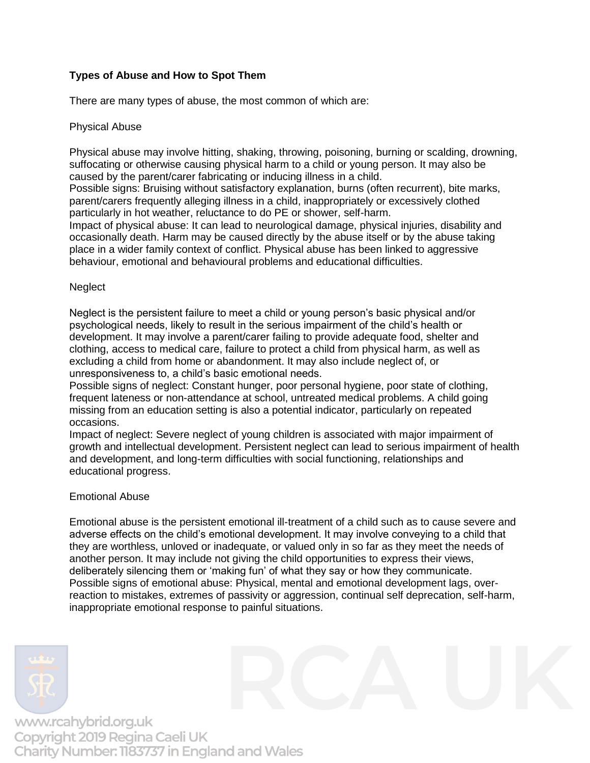**Types of Abuse and How to Spot Them**

There are many types of abuse, the most common of which are:

Physical Abuse

Physical abuse may involve hitting, shaking, throwing, poisoning, burning or scalding, drowning, suffocating or otherwise causing physical harm to a child or young person. It may also be caused by the parent/carer fabricating or inducing illness in a child.
Possible signs: Bruising without satisfactory explanation, burns (often recurrent), bite marks, parent/carers frequently alleging illness in a child, inappropriately or excessively clothed particularly in hot weather, reluctance to do PE or shower, self-harm.
Impact of physical abuse: It can lead to neurological damage, physical injuries, disability and occasionally death. Harm may be caused directly by the abuse itself or by the abuse taking place in a wider family context of conflict. Physical abuse has been linked to aggressive behaviour, emotional and behavioural problems and educational difficulties.

Neglect

Neglect is the persistent failure to meet a child or young person's basic physical and/or psychological needs, likely to result in the serious impairment of the child's health or development. It may involve a parent/carer failing to provide adequate food, shelter and clothing, access to medical care, failure to protect a child from physical harm, as well as excluding a child from home or abandonment. It may also include neglect of, or unresponsiveness to, a child's basic emotional needs.
Possible signs of neglect: Constant hunger, poor personal hygiene, poor state of clothing, frequent lateness or non-attendance at school, untreated medical problems. A child going missing from an education setting is also a potential indicator, particularly on repeated occasions.
Impact of neglect: Severe neglect of young children is associated with major impairment of growth and intellectual development. Persistent neglect can lead to serious impairment of health and development, and long-term difficulties with social functioning, relationships and educational progress.

Emotional Abuse

Emotional abuse is the persistent emotional ill-treatment of a child such as to cause severe and adverse effects on the child's emotional development. It may involve conveying to a child that they are worthless, unloved or inadequate, or valued only in so far as they meet the needs of another person. It may include not giving the child opportunities to express their views, deliberately silencing them or 'making fun' of what they say or how they communicate.
Possible signs of emotional abuse: Physical, mental and emotional development lags, over-reaction to mistakes, extremes of passivity or aggression, continual self deprecation, self-harm, inappropriate emotional response to painful situations.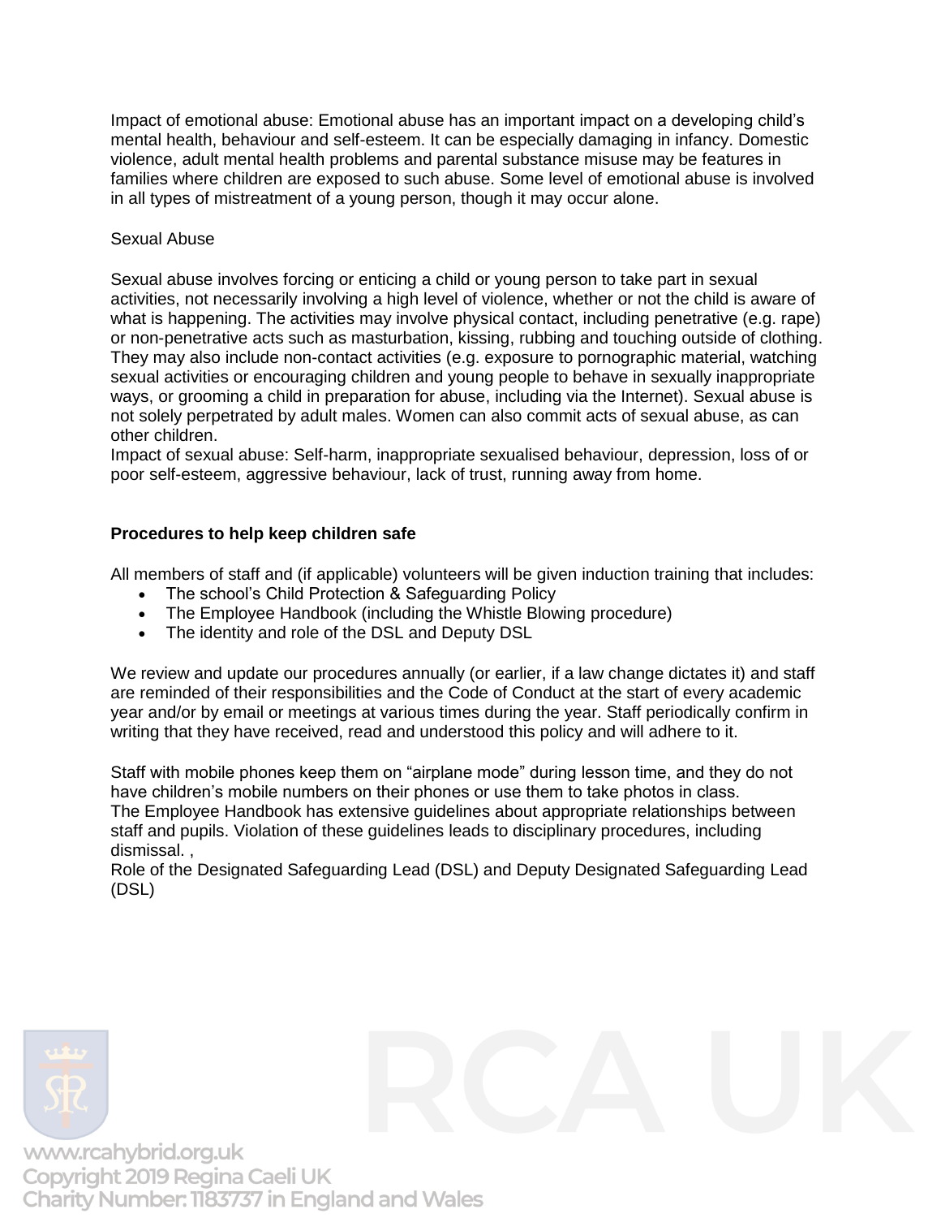Impact of emotional abuse: Emotional abuse has an important impact on a developing child's mental health, behaviour and self-esteem. It can be especially damaging in infancy. Domestic violence, adult mental health problems and parental substance misuse may be features in families where children are exposed to such abuse. Some level of emotional abuse is involved in all types of mistreatment of a young person, though it may occur alone.

Sexual Abuse

Sexual abuse involves forcing or enticing a child or young person to take part in sexual activities, not necessarily involving a high level of violence, whether or not the child is aware of what is happening. The activities may involve physical contact, including penetrative (e.g. rape) or non-penetrative acts such as masturbation, kissing, rubbing and touching outside of clothing. They may also include non-contact activities (e.g. exposure to pornographic material, watching sexual activities or encouraging children and young people to behave in sexually inappropriate ways, or grooming a child in preparation for abuse, including via the Internet). Sexual abuse is not solely perpetrated by adult males. Women can also commit acts of sexual abuse, as can other children.
Impact of sexual abuse: Self-harm, inappropriate sexualised behaviour, depression, loss of or poor self-esteem, aggressive behaviour, lack of trust, running away from home.

**Procedures to help keep children safe**

All members of staff and (if applicable) volunteers will be given induction training that includes:

- The school's Child Protection & Safeguarding Policy
- The Employee Handbook (including the Whistle Blowing procedure)
- The identity and role of the DSL and Deputy DSL

We review and update our procedures annually (or earlier, if a law change dictates it) and staff are reminded of their responsibilities and the Code of Conduct at the start of every academic year and/or by email or meetings at various times during the year. Staff periodically confirm in writing that they have received, read and understood this policy and will adhere to it.

Staff with mobile phones keep them on "airplane mode" during lesson time, and they do not have children's mobile numbers on their phones or use them to take photos in class.
The Employee Handbook has extensive guidelines about appropriate relationships between staff and pupils. Violation of these guidelines leads to disciplinary procedures, including dismissal. ,
Role of the Designated Safeguarding Lead (DSL) and Deputy Designated Safeguarding Lead (DSL)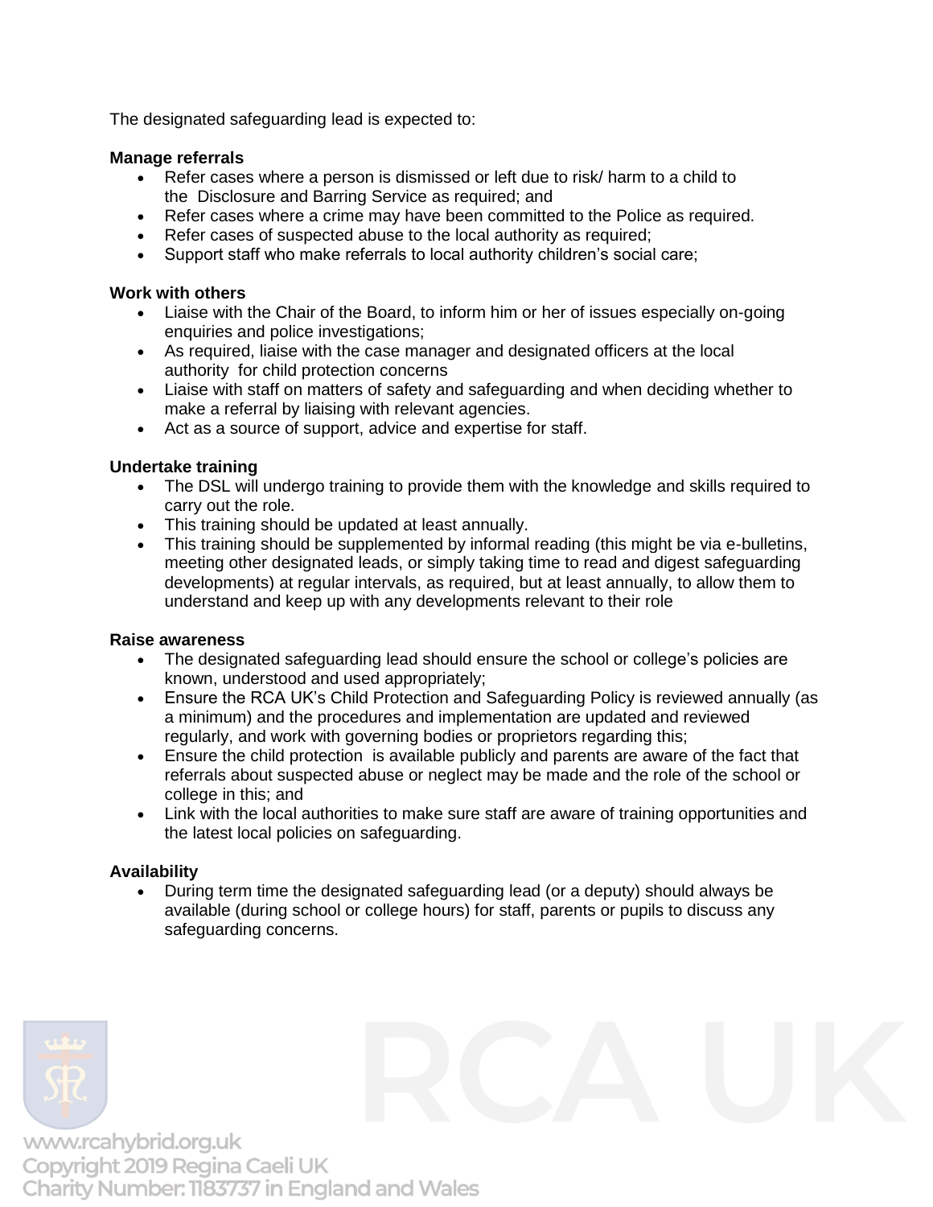The designated safeguarding lead is expected to:

**Manage referrals**

- Refer cases where a person is dismissed or left due to risk/ harm to a child to the Disclosure and Barring Service as required; and
- Refer cases where a crime may have been committed to the Police as required.
- Refer cases of suspected abuse to the local authority as required;
- Support staff who make referrals to local authority children's social care;

**Work with others**

- Liaise with the Chair of the Board, to inform him or her of issues especially on-going enquiries and police investigations;
- As required, liaise with the case manager and designated officers at the local authority for child protection concerns
- Liaise with staff on matters of safety and safeguarding and when deciding whether to make a referral by liaising with relevant agencies.
- Act as a source of support, advice and expertise for staff.

**Undertake training**

- The DSL will undergo training to provide them with the knowledge and skills required to carry out the role.
- This training should be updated at least annually.
- This training should be supplemented by informal reading (this might be via e-bulletins, meeting other designated leads, or simply taking time to read and digest safeguarding developments) at regular intervals, as required, but at least annually, to allow them to understand and keep up with any developments relevant to their role

**Raise awareness**

- The designated safeguarding lead should ensure the school or college's policies are known, understood and used appropriately;
- Ensure the RCA UK's Child Protection and Safeguarding Policy is reviewed annually (as a minimum) and the procedures and implementation are updated and reviewed regularly, and work with governing bodies or proprietors regarding this;
- Ensure the child protection is available publicly and parents are aware of the fact that referrals about suspected abuse or neglect may be made and the role of the school or college in this; and
- Link with the local authorities to make sure staff are aware of training opportunities and the latest local policies on safeguarding.

**Availability**

- During term time the designated safeguarding lead (or a deputy) should always be available (during school or college hours) for staff, parents or pupils to discuss any safeguarding concerns.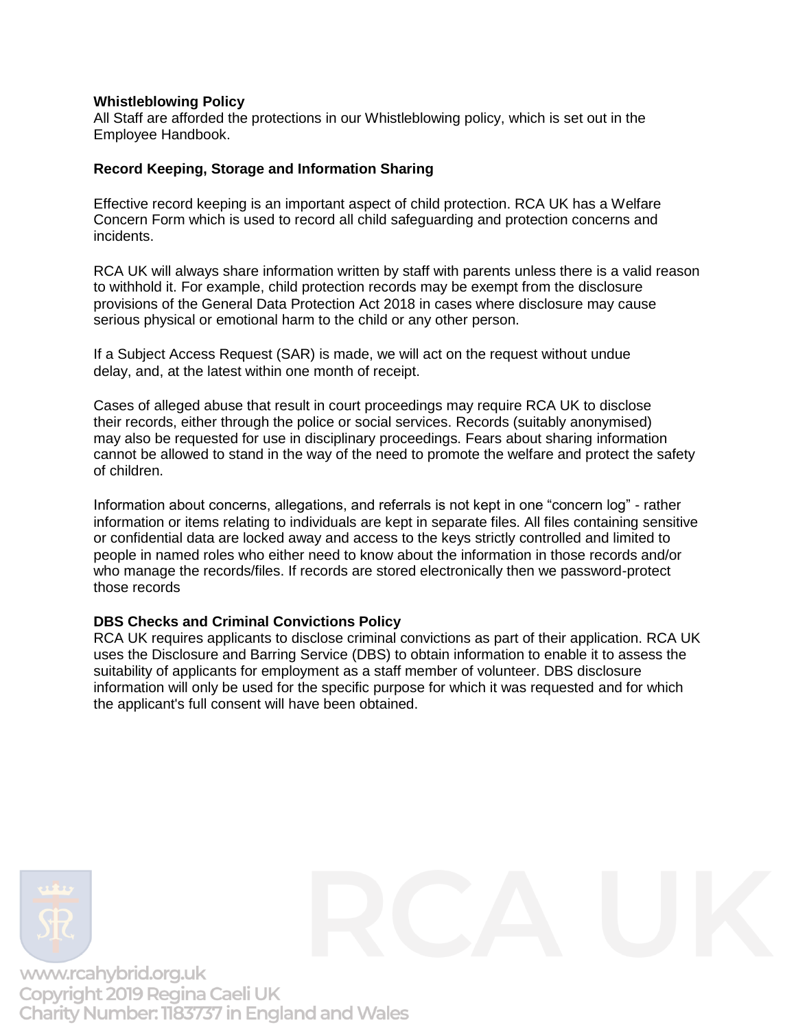**Whistleblowing Policy**
All Staff are afforded the protections in our Whistleblowing policy, which is set out in the Employee Handbook.

**Record Keeping, Storage and Information Sharing**

Effective record keeping is an important aspect of child protection. RCA UK has a Welfare Concern Form which is used to record all child safeguarding and protection concerns and incidents.

RCA UK will always share information written by staff with parents unless there is a valid reason to withhold it. For example, child protection records may be exempt from the disclosure provisions of the General Data Protection Act 2018 in cases where disclosure may cause serious physical or emotional harm to the child or any other person.

If a Subject Access Request (SAR) is made, we will act on the request without undue delay, and, at the latest within one month of receipt.

Cases of alleged abuse that result in court proceedings may require RCA UK to disclose their records, either through the police or social services. Records (suitably anonymised) may also be requested for use in disciplinary proceedings. Fears about sharing information cannot be allowed to stand in the way of the need to promote the welfare and protect the safety of children.

Information about concerns, allegations, and referrals is not kept in one "concern log" - rather information or items relating to individuals are kept in separate files. All files containing sensitive or confidential data are locked away and access to the keys strictly controlled and limited to people in named roles who either need to know about the information in those records and/or who manage the records/files. If records are stored electronically then we password-protect those records

**DBS Checks and Criminal Convictions Policy**
RCA UK requires applicants to disclose criminal convictions as part of their application. RCA UK uses the Disclosure and Barring Service (DBS) to obtain information to enable it to assess the suitability of applicants for employment as a staff member of volunteer. DBS disclosure information will only be used for the specific purpose for which it was requested and for which the applicant's full consent will have been obtained.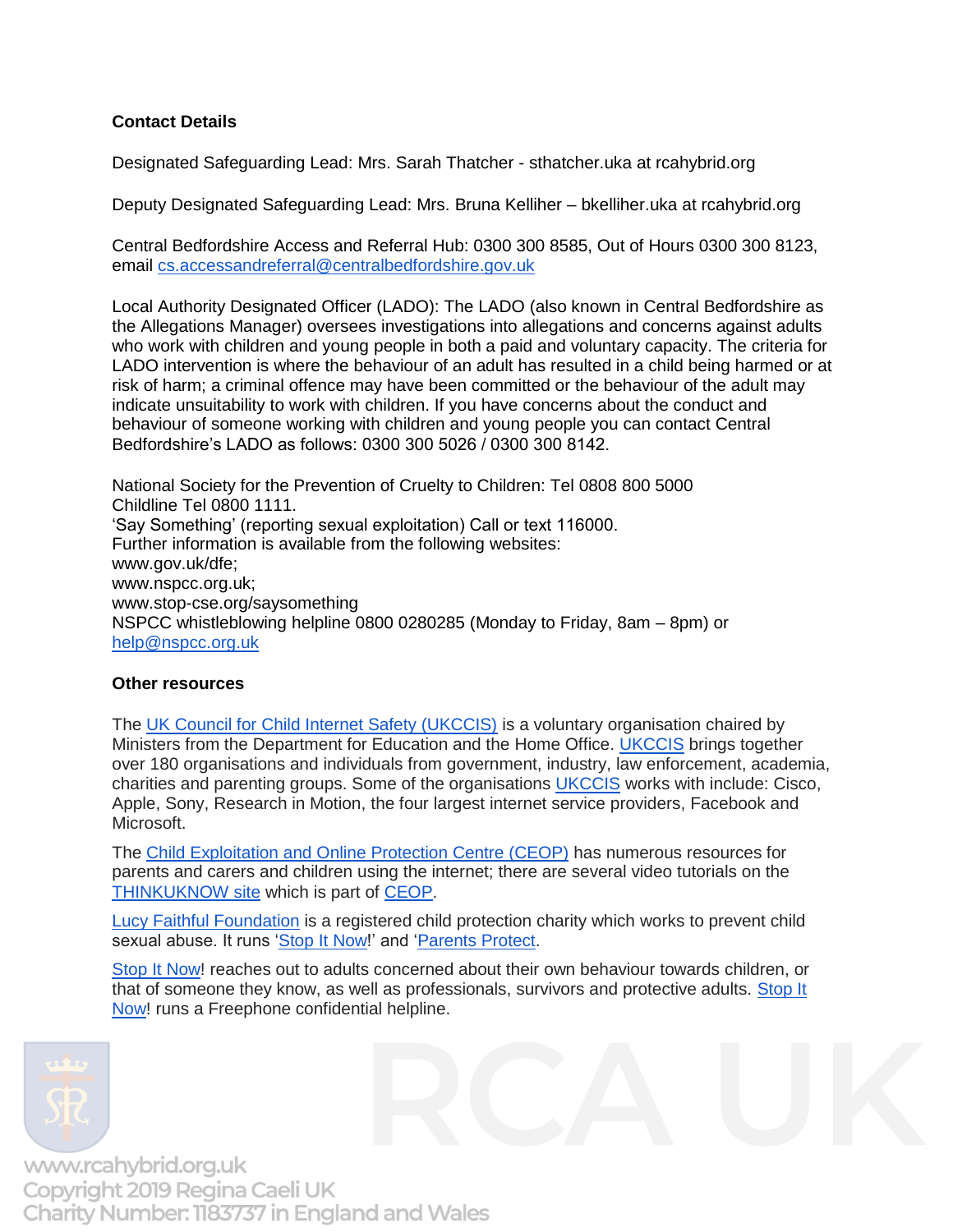**Contact Details**

Designated Safeguarding Lead: Mrs. Sarah Thatcher - sthatcher.uka at rcahybrid.org

Deputy Designated Safeguarding Lead: Mrs. Bruna Kelliher – bkelliher.uka at rcahybrid.org

Central Bedfordshire Access and Referral Hub: 0300 300 8585, Out of Hours 0300 300 8123, email cs.accessandreferral@centralbedfordshire.gov.uk

Local Authority Designated Officer (LADO): The LADO (also known in Central Bedfordshire as the Allegations Manager) oversees investigations into allegations and concerns against adults who work with children and young people in both a paid and voluntary capacity. The criteria for LADO intervention is where the behaviour of an adult has resulted in a child being harmed or at risk of harm; a criminal offence may have been committed or the behaviour of the adult may indicate unsuitability to work with children. If you have concerns about the conduct and behaviour of someone working with children and young people you can contact Central Bedfordshire's LADO as follows: 0300 300 5026 / 0300 300 8142.

National Society for the Prevention of Cruelty to Children: Tel 0808 800 5000
Childline Tel 0800 1111.
'Say Something' (reporting sexual exploitation) Call or text 116000.
Further information is available from the following websites:
www.gov.uk/dfe;
www.nspcc.org.uk;
www.stop-cse.org/saysomething
NSPCC whistleblowing helpline 0800 0280285 (Monday to Friday, 8am – 8pm) or help@nspcc.org.uk

**Other resources**

The UK Council for Child Internet Safety (UKCCIS) is a voluntary organisation chaired by Ministers from the Department for Education and the Home Office. UKCCIS brings together over 180 organisations and individuals from government, industry, law enforcement, academia, charities and parenting groups. Some of the organisations UKCCIS works with include: Cisco, Apple, Sony, Research in Motion, the four largest internet service providers, Facebook and Microsoft.

The Child Exploitation and Online Protection Centre (CEOP) has numerous resources for parents and carers and children using the internet; there are several video tutorials on the THINKUKNOW site which is part of CEOP.

Lucy Faithful Foundation is a registered child protection charity which works to prevent child sexual abuse. It runs 'Stop It Now!' and 'Parents Protect.

Stop It Now! reaches out to adults concerned about their own behaviour towards children, or that of someone they know, as well as professionals, survivors and protective adults. Stop It Now! runs a Freephone confidential helpline.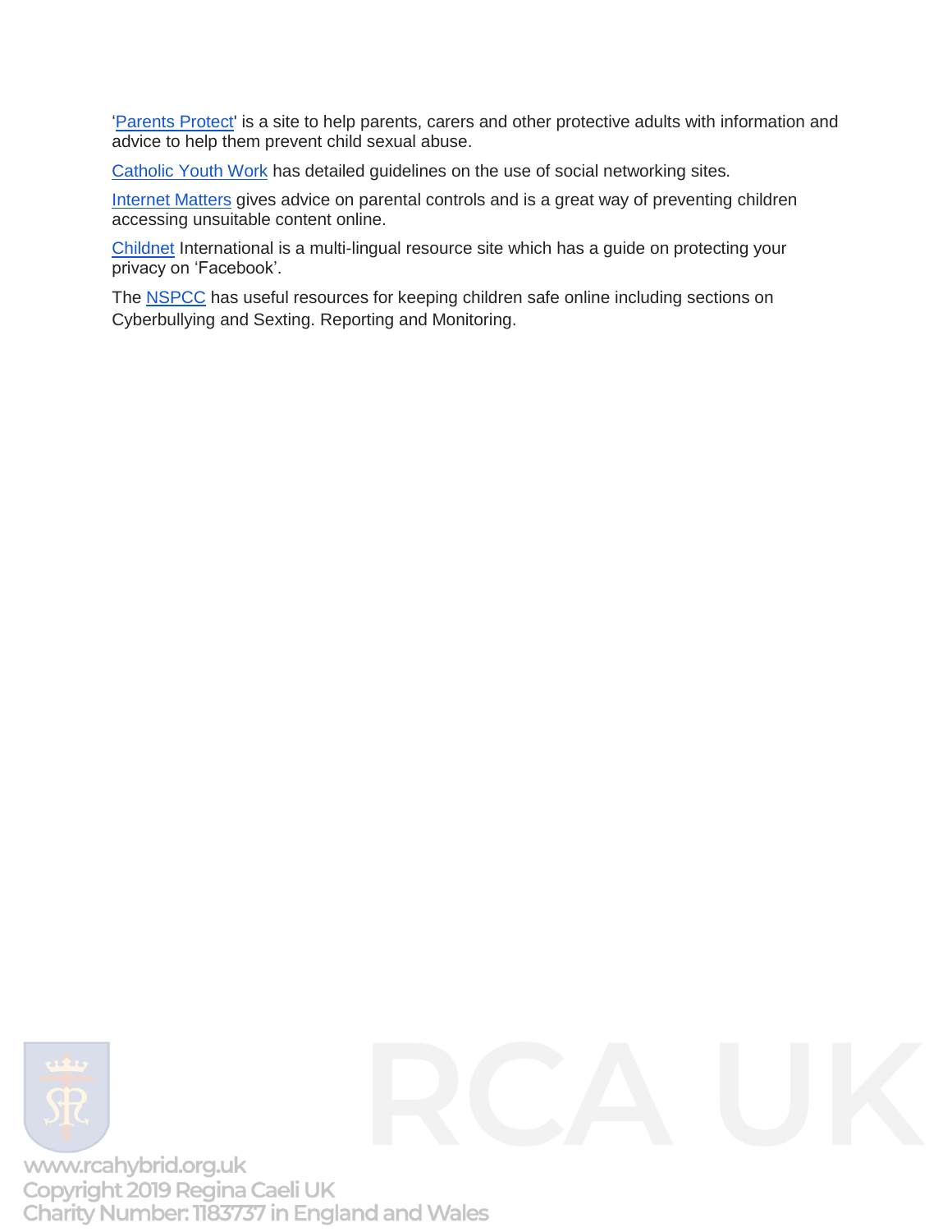'Parents Protect' is a site to help parents, carers and other protective adults with information and advice to help them prevent child sexual abuse.

Catholic Youth Work has detailed guidelines on the use of social networking sites.

Internet Matters gives advice on parental controls and is a great way of preventing children accessing unsuitable content online.

Childnet International is a multi-lingual resource site which has a guide on protecting your privacy on 'Facebook'.

The NSPCC has useful resources for keeping children safe online including sections on Cyberbullying and Sexting. Reporting and Monitoring.